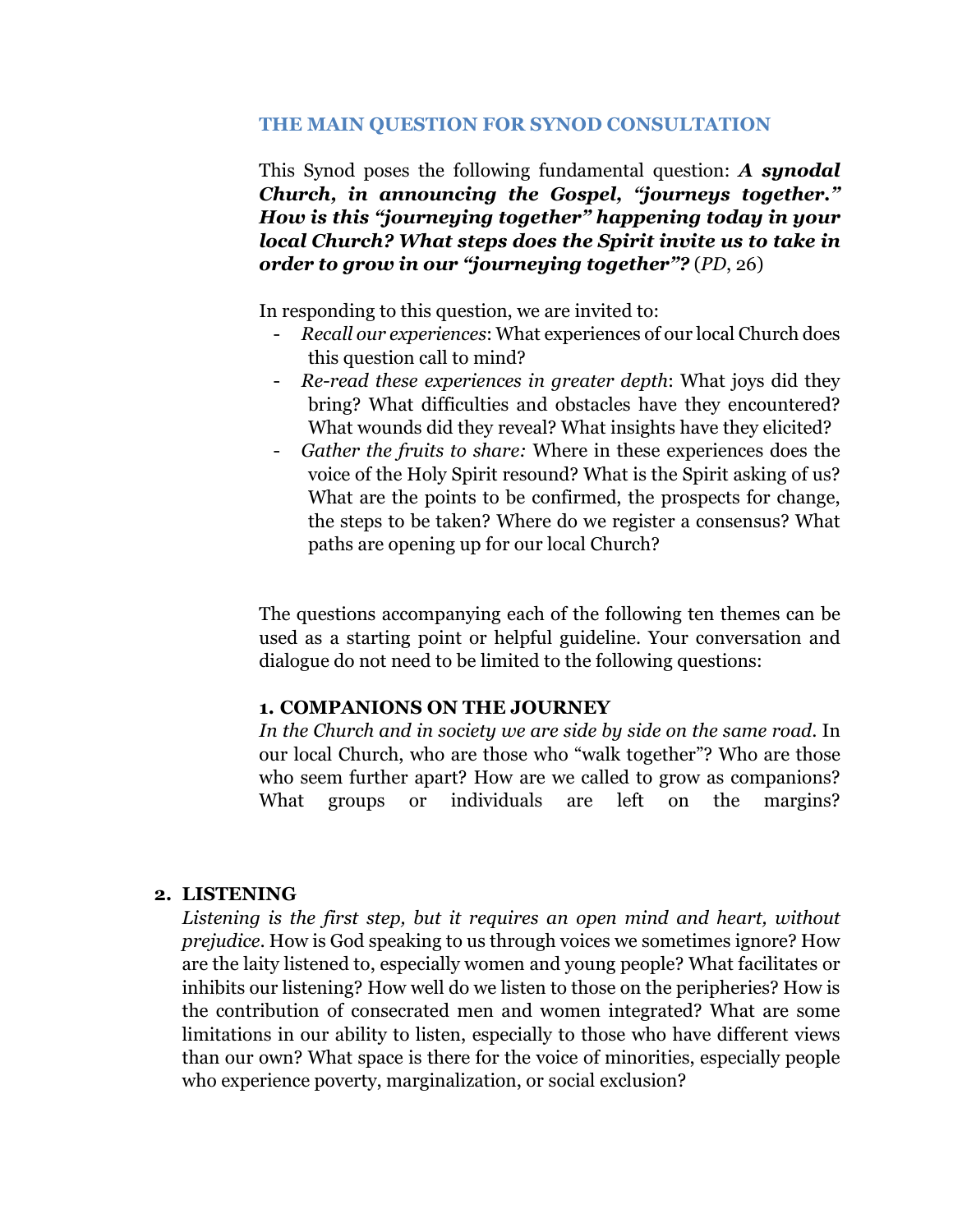## THE MAIN QUESTION FOR SYNOD CONSULTATION

This Synod poses the following fundamental question: ***A synodal Church, in announcing the Gospel, "journeys together." How is this "journeying together" happening today in your local Church? What steps does the Spirit invite us to take in order to grow in our "journeying together"?*** (*PD*, 26)

In responding to this question, we are invited to:

- *Recall our experiences*: What experiences of our local Church does this question call to mind?
- *Re-read these experiences in greater depth*: What joys did they bring? What difficulties and obstacles have they encountered? What wounds did they reveal? What insights have they elicited?
- *Gather the fruits to share:* Where in these experiences does the voice of the Holy Spirit resound? What is the Spirit asking of us? What are the points to be confirmed, the prospects for change, the steps to be taken? Where do we register a consensus? What paths are opening up for our local Church?

The questions accompanying each of the following ten themes can be used as a starting point or helpful guideline. Your conversation and dialogue do not need to be limited to the following questions:

### 1. COMPANIONS ON THE JOURNEY

*In the Church and in society we are side by side on the same road*. In our local Church, who are those who "walk together"? Who are those who seem further apart? How are we called to grow as companions? What groups or individuals are left on the margins?

### 2. LISTENING

*Listening is the first step, but it requires an open mind and heart, without prejudice*. How is God speaking to us through voices we sometimes ignore? How are the laity listened to, especially women and young people? What facilitates or inhibits our listening? How well do we listen to those on the peripheries? How is the contribution of consecrated men and women integrated? What are some limitations in our ability to listen, especially to those who have different views than our own? What space is there for the voice of minorities, especially people who experience poverty, marginalization, or social exclusion?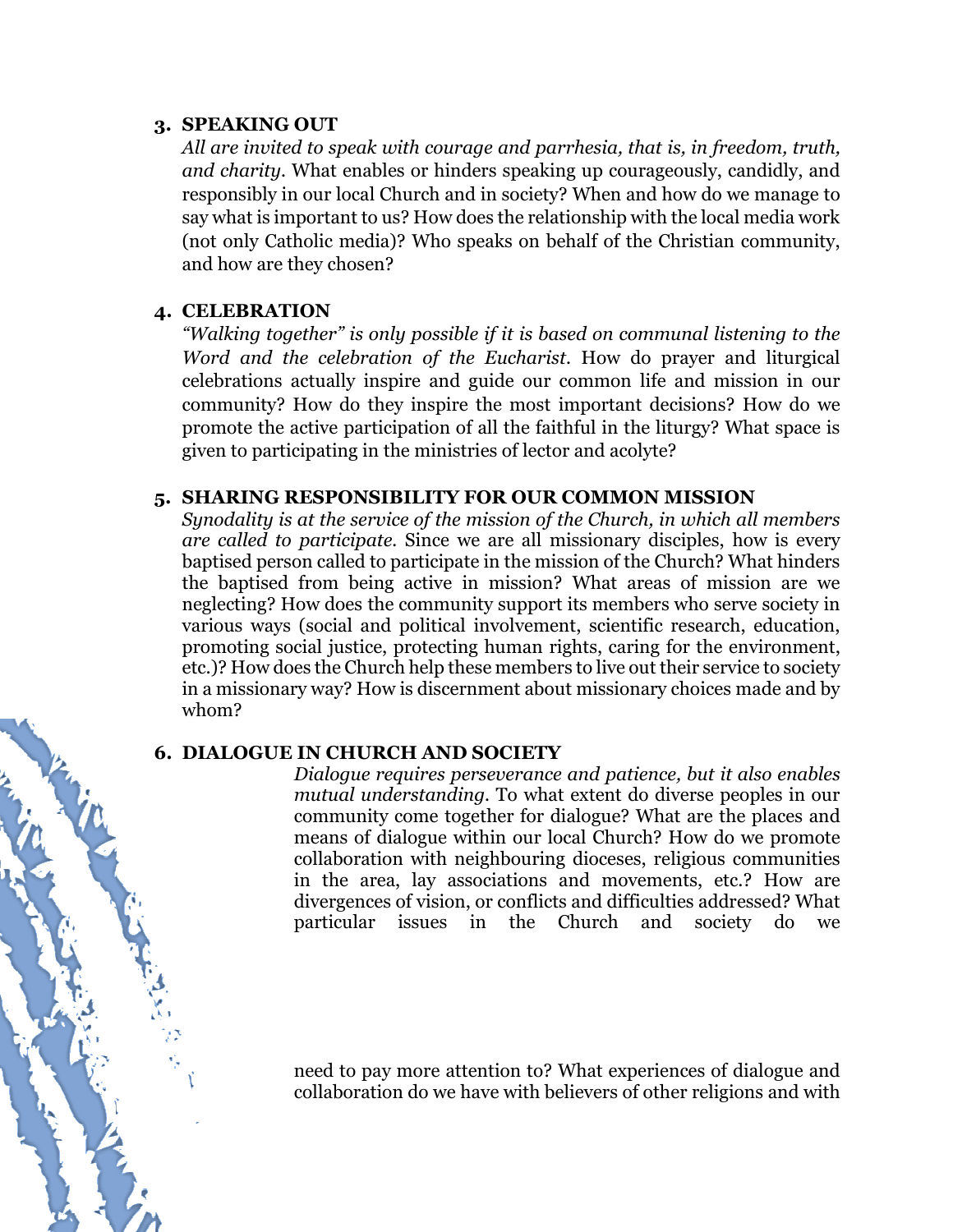3. **SPEAKING OUT**
   *All are invited to speak with courage and parrhesia, that is, in freedom, truth, and charity.* What enables or hinders speaking up courageously, candidly, and responsibly in our local Church and in society? When and how do we manage to say what is important to us? How does the relationship with the local media work (not only Catholic media)? Who speaks on behalf of the Christian community, and how are they chosen?

4. **CELEBRATION**
   *"Walking together" is only possible if it is based on communal listening to the Word and the celebration of the Eucharist.* How do prayer and liturgical celebrations actually inspire and guide our common life and mission in our community? How do they inspire the most important decisions? How do we promote the active participation of all the faithful in the liturgy? What space is given to participating in the ministries of lector and acolyte?

5. **SHARING RESPONSIBILITY FOR OUR COMMON MISSION**
   *Synodality is at the service of the mission of the Church, in which all members are called to participate.* Since we are all missionary disciples, how is every baptised person called to participate in the mission of the Church? What hinders the baptised from being active in mission? What areas of mission are we neglecting? How does the community support its members who serve society in various ways (social and political involvement, scientific research, education, promoting social justice, protecting human rights, caring for the environment, etc.)? How does the Church help these members to live out their service to society in a missionary way? How is discernment about missionary choices made and by whom?

6. **DIALOGUE IN CHURCH AND SOCIETY**
   *Dialogue requires perseverance and patience, but it also enables mutual understanding.* To what extent do diverse peoples in our community come together for dialogue? What are the places and means of dialogue within our local Church? How do we promote collaboration with neighbouring dioceses, religious communities in the area, lay associations and movements, etc.? How are divergences of vision, or conflicts and difficulties addressed? What particular issues in the Church and society do we need to pay more attention to? What experiences of dialogue and collaboration do we have with believers of other religions and with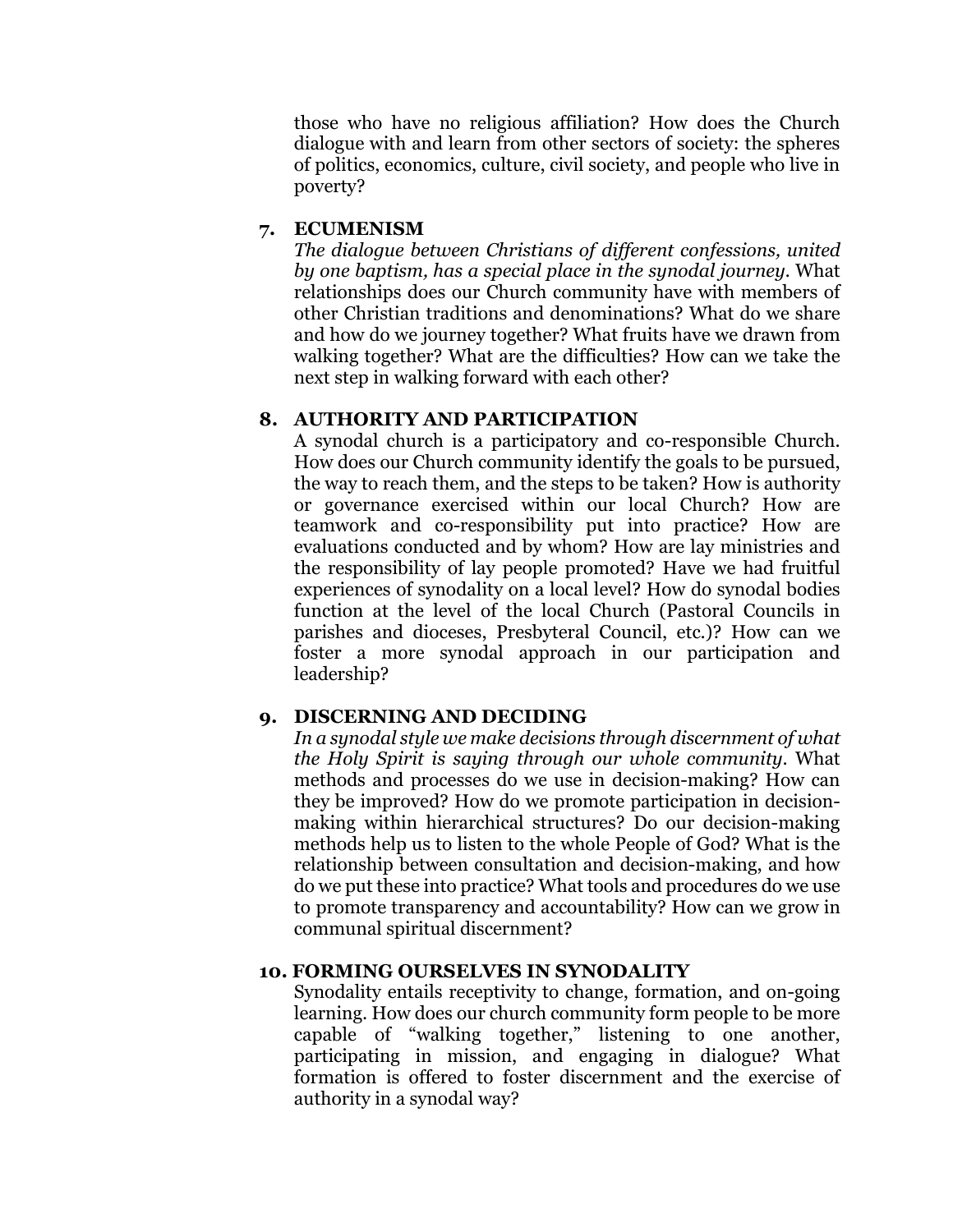those who have no religious affiliation? How does the Church dialogue with and learn from other sectors of society: the spheres of politics, economics, culture, civil society, and people who live in poverty?

7. **ECUMENISM**
   *The dialogue between Christians of different confessions, united by one baptism, has a special place in the synodal journey.* What relationships does our Church community have with members of other Christian traditions and denominations? What do we share and how do we journey together? What fruits have we drawn from walking together? What are the difficulties? How can we take the next step in walking forward with each other?

8. **AUTHORITY AND PARTICIPATION**
   A synodal church is a participatory and co-responsible Church. How does our Church community identify the goals to be pursued, the way to reach them, and the steps to be taken? How is authority or governance exercised within our local Church? How are teamwork and co-responsibility put into practice? How are evaluations conducted and by whom? How are lay ministries and the responsibility of lay people promoted? Have we had fruitful experiences of synodality on a local level? How do synodal bodies function at the level of the local Church (Pastoral Councils in parishes and dioceses, Presbyteral Council, etc.)? How can we foster a more synodal approach in our participation and leadership?

9. **DISCERNING AND DECIDING**
   *In a synodal style we make decisions through discernment of what the Holy Spirit is saying through our whole community.* What methods and processes do we use in decision-making? How can they be improved? How do we promote participation in decision-making within hierarchical structures? Do our decision-making methods help us to listen to the whole People of God? What is the relationship between consultation and decision-making, and how do we put these into practice? What tools and procedures do we use to promote transparency and accountability? How can we grow in communal spiritual discernment?

10. **FORMING OURSELVES IN SYNODALITY**
    Synodality entails receptivity to change, formation, and on-going learning. How does our church community form people to be more capable of "walking together," listening to one another, participating in mission, and engaging in dialogue? What formation is offered to foster discernment and the exercise of authority in a synodal way?